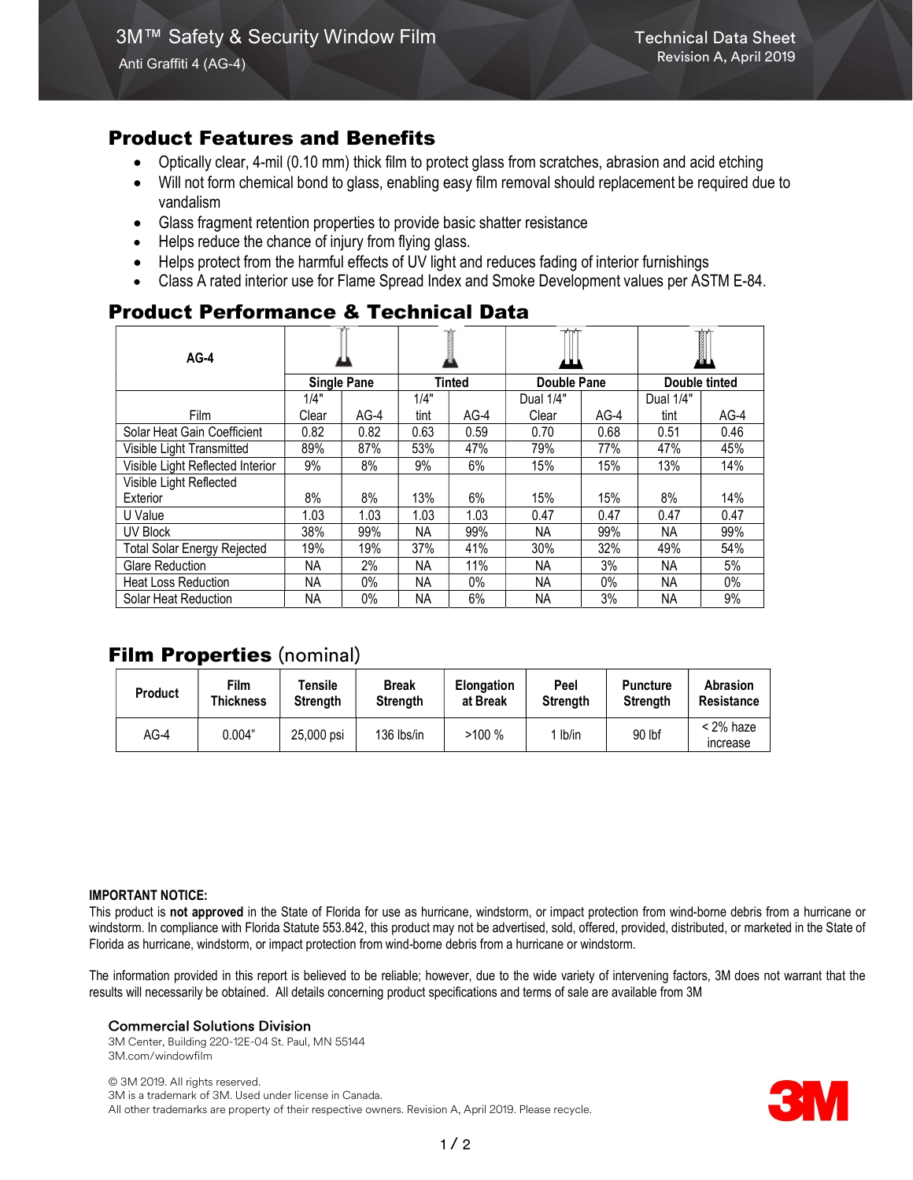3M™ Safety & Security Window Film

Anti Graffiti 4 (AG-4)

Technical Data Sheet

Revision A, April 2019

## Product Features and Benefits

- Optically clear, 4-mil (0.10 mm) thick film to protect glass from scratches, abrasion and acid etching
- Will not form chemical bond to glass, enabling easy film removal should replacement be required due to vandalism
- Glass fragment retention properties to provide basic shatter resistance
- Helps reduce the chance of injury from flying glass.
- Helps protect from the harmful effects of UV light and reduces fading of interior furnishings
- Class A rated interior use for Flame Spread Index and Smoke Development values per ASTM E-84.

## Product Performance & Technical Data

| AG-4 | Single Pane | | Tinted | | Double Pane | | Double tinted | |
|---|---|---|---|---|---|---|---|---|
| Film | 1/4" Clear | AG-4 | 1/4" tint | AG-4 | Dual 1/4" Clear | AG-4 | Dual 1/4" tint | AG-4 |
| Solar Heat Gain Coefficient | 0.82 | 0.82 | 0.63 | 0.59 | 0.70 | 0.68 | 0.51 | 0.46 |
| Visible Light Transmitted | 89% | 87% | 53% | 47% | 79% | 77% | 47% | 45% |
| Visible Light Reflected Interior | 9% | 8% | 9% | 6% | 15% | 15% | 13% | 14% |
| Visible Light Reflected Exterior | 8% | 8% | 13% | 6% | 15% | 15% | 8% | 14% |
| U Value | 1.03 | 1.03 | 1.03 | 1.03 | 0.47 | 0.47 | 0.47 | 0.47 |
| UV Block | 38% | 99% | NA | 99% | NA | 99% | NA | 99% |
| Total Solar Energy Rejected | 19% | 19% | 37% | 41% | 30% | 32% | 49% | 54% |
| Glare Reduction | NA | 2% | NA | 11% | NA | 3% | NA | 5% |
| Heat Loss Reduction | NA | 0% | NA | 0% | NA | 0% | NA | 0% |
| Solar Heat Reduction | NA | 0% | NA | 6% | NA | 3% | NA | 9% |

## Film Properties (nominal)

| Product | Film Thickness | Tensile Strength | Break Strength | Elongation at Break | Peel Strength | Puncture Strength | Abrasion Resistance |
|---|---|---|---|---|---|---|---|
| AG-4 | 0.004" | 25,000 psi | 136 lbs/in | >100 % | 1 lb/in | 90 lbf | < 2% haze increase |

**IMPORTANT NOTICE:**

This product is **not approved** in the State of Florida for use as hurricane, windstorm, or impact protection from wind-borne debris from a hurricane or windstorm. In compliance with Florida Statute 553.842, this product may not be advertised, sold, offered, provided, distributed, or marketed in the State of Florida as hurricane, windstorm, or impact protection from wind-borne debris from a hurricane or windstorm.

The information provided in this report is believed to be reliable; however, due to the wide variety of intervening factors, 3M does not warrant that the results will necessarily be obtained. All details concerning product specifications and terms of sale are available from 3M

**Commercial Solutions Division**
3M Center, Building 220-12E-04 St. Paul, MN 55144
3M.com/windowfilm

© 3M 2019. All rights reserved.
3M is a trademark of 3M. Used under license in Canada.
All other trademarks are property of their respective owners. Revision A, April 2019. Please recycle.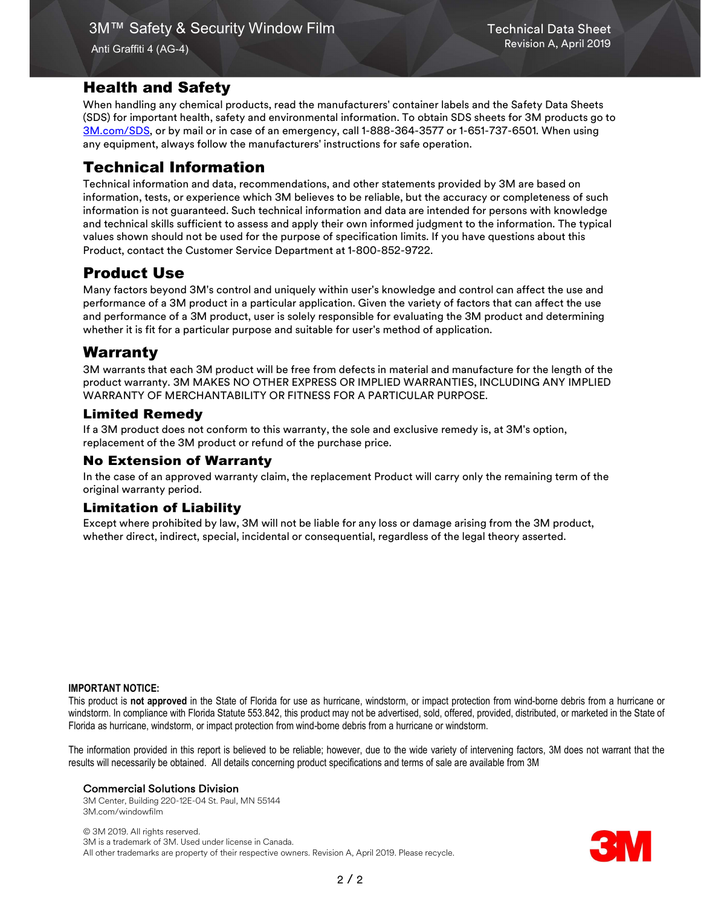## Health and Safety

When handling any chemical products, read the manufacturers' container labels and the Safety Data Sheets (SDS) for important health, safety and environmental information. To obtain SDS sheets for 3M products go to 3M.com/SDS, or by mail or in case of an emergency, call 1-888-364-3577 or 1-651-737-6501. When using any equipment, always follow the manufacturers' instructions for safe operation.

## Technical Information

Technical information and data, recommendations, and other statements provided by 3M are based on information, tests, or experience which 3M believes to be reliable, but the accuracy or completeness of such information is not guaranteed. Such technical information and data are intended for persons with knowledge and technical skills sufficient to assess and apply their own informed judgment to the information. The typical values shown should not be used for the purpose of specification limits. If you have questions about this Product, contact the Customer Service Department at 1-800-852-9722.

## Product Use

Many factors beyond 3M's control and uniquely within user's knowledge and control can affect the use and performance of a 3M product in a particular application. Given the variety of factors that can affect the use and performance of a 3M product, user is solely responsible for evaluating the 3M product and determining whether it is fit for a particular purpose and suitable for user's method of application.

## Warranty

3M warrants that each 3M product will be free from defects in material and manufacture for the length of the product warranty. 3M MAKES NO OTHER EXPRESS OR IMPLIED WARRANTIES, INCLUDING ANY IMPLIED WARRANTY OF MERCHANTABILITY OR FITNESS FOR A PARTICULAR PURPOSE.

### Limited Remedy

If a 3M product does not conform to this warranty, the sole and exclusive remedy is, at 3M's option, replacement of the 3M product or refund of the purchase price.

### No Extension of Warranty

In the case of an approved warranty claim, the replacement Product will carry only the remaining term of the original warranty period.

### Limitation of Liability

Except where prohibited by law, 3M will not be liable for any loss or damage arising from the 3M product, whether direct, indirect, special, incidental or consequential, regardless of the legal theory asserted.

**IMPORTANT NOTICE:**

This product is **not approved** in the State of Florida for use as hurricane, windstorm, or impact protection from wind-borne debris from a hurricane or windstorm. In compliance with Florida Statute 553.842, this product may not be advertised, sold, offered, provided, distributed, or marketed in the State of Florida as hurricane, windstorm, or impact protection from wind-borne debris from a hurricane or windstorm.

The information provided in this report is believed to be reliable; however, due to the wide variety of intervening factors, 3M does not warrant that the results will necessarily be obtained. All details concerning product specifications and terms of sale are available from 3M

**Commercial Solutions Division**

3M Center, Building 220-12E-04 St. Paul, MN 55144
3M.com/windowfilm

© 3M 2019. All rights reserved.
3M is a trademark of 3M. Used under license in Canada.
All other trademarks are property of their respective owners. Revision A, April 2019. Please recycle.